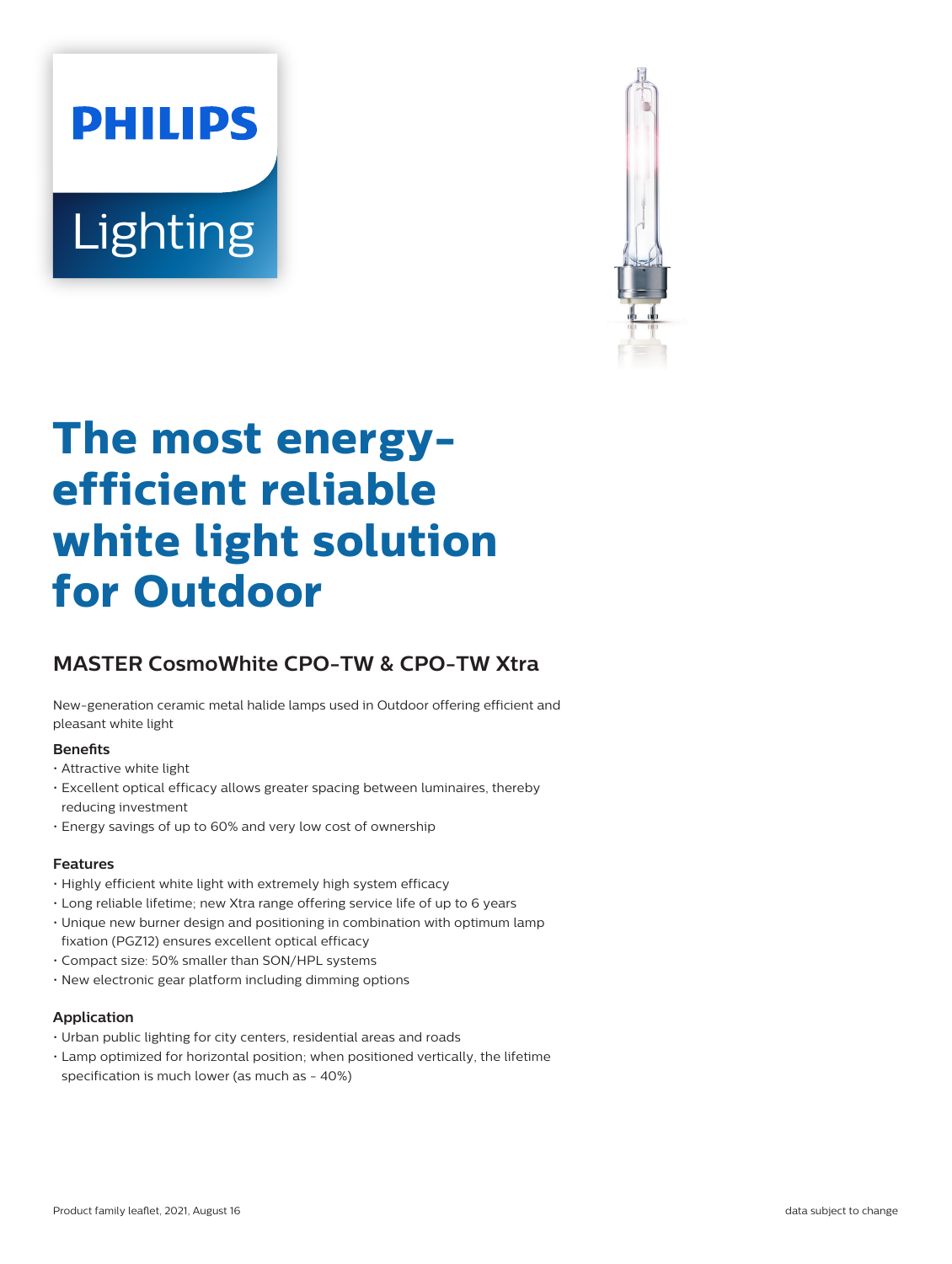PHILIPS

Lighting

# The most energy-efficient reliable white light solution for Outdoor

## MASTER CosmoWhite CPO-TW & CPO-TW Xtra

New-generation ceramic metal halide lamps used in Outdoor offering efficient and pleasant white light

### Benefits

- Attractive white light
- Excellent optical efficacy allows greater spacing between luminaires, thereby reducing investment
- Energy savings of up to 60% and very low cost of ownership

### Features

- Highly efficient white light with extremely high system efficacy
- Long reliable lifetime; new Xtra range offering service life of up to 6 years
- Unique new burner design and positioning in combination with optimum lamp fixation (PGZ12) ensures excellent optical efficacy
- Compact size: 50% smaller than SON/HPL systems
- New electronic gear platform including dimming options

### Application

- Urban public lighting for city centers, residential areas and roads
- Lamp optimized for horizontal position; when positioned vertically, the lifetime specification is much lower (as much as - 40%)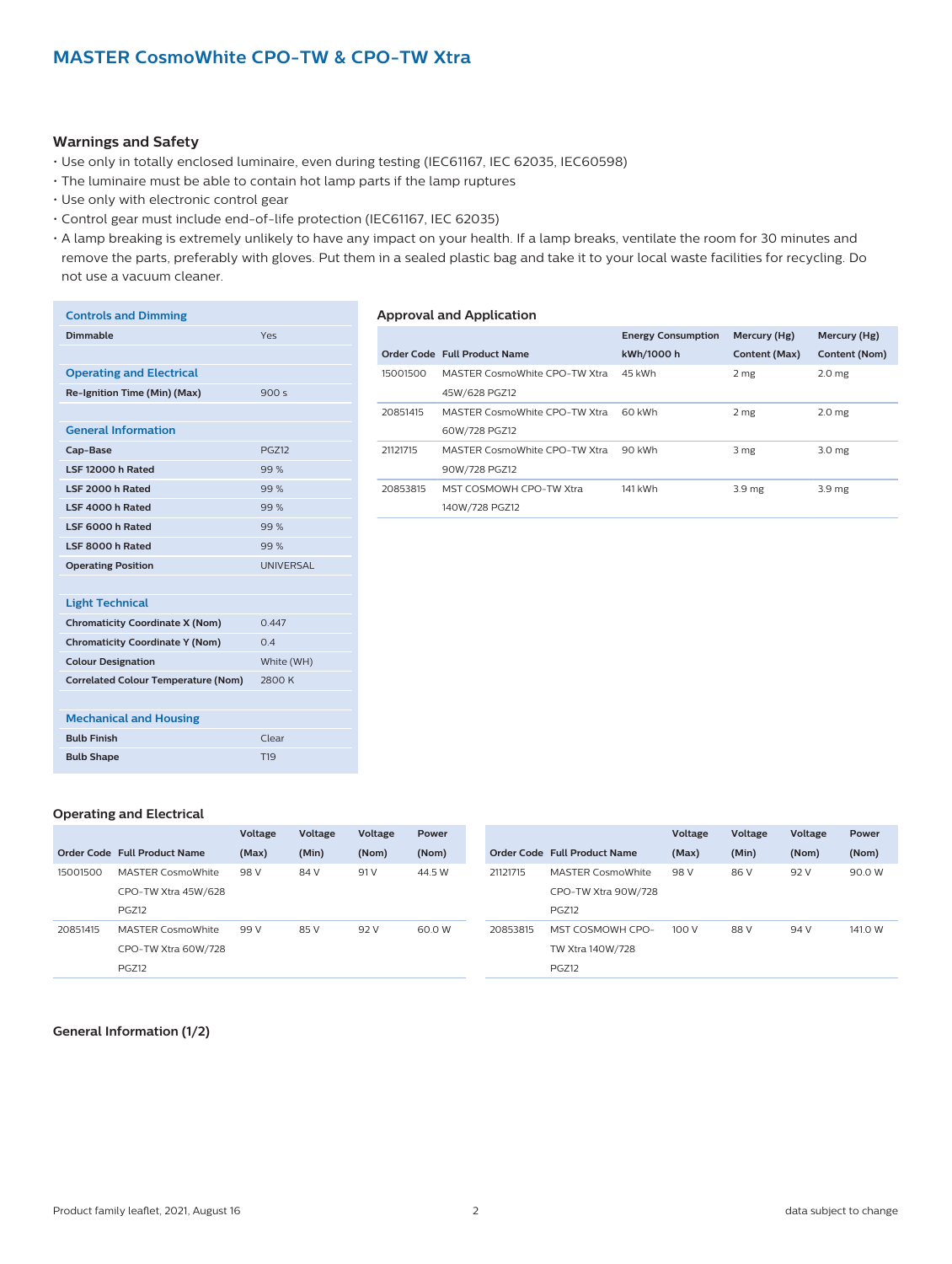## MASTER CosmoWhite CPO-TW & CPO-TW Xtra

### Warnings and Safety

- Use only in totally enclosed luminaire, even during testing (IEC61167, IEC 62035, IEC60598)
- The luminaire must be able to contain hot lamp parts if the lamp ruptures
- Use only with electronic control gear
- Control gear must include end-of-life protection (IEC61167, IEC 62035)
- A lamp breaking is extremely unlikely to have any impact on your health. If a lamp breaks, ventilate the room for 30 minutes and remove the parts, preferably with gloves. Put them in a sealed plastic bag and take it to your local waste facilities for recycling. Do not use a vacuum cleaner.

| **Controls and Dimming** | |
|---|---|
| **Dimmable** | Yes |
| | |
| **Operating and Electrical** | |
| **Re-Ignition Time (Min) (Max)** | 900 s |
| | |
| **General Information** | |
| **Cap-Base** | PGZ12 |
| **LSF 12000 h Rated** | 99 % |
| **LSF 2000 h Rated** | 99 % |
| **LSF 4000 h Rated** | 99 % |
| **LSF 6000 h Rated** | 99 % |
| **LSF 8000 h Rated** | 99 % |
| **Operating Position** | UNIVERSAL |
| | |
| **Light Technical** | |
| **Chromaticity Coordinate X (Nom)** | 0.447 |
| **Chromaticity Coordinate Y (Nom)** | 0.4 |
| **Colour Designation** | White (WH) |
| **Correlated Colour Temperature (Nom)** | 2800 K |
| | |
| **Mechanical and Housing** | |
| **Bulb Finish** | Clear |
| **Bulb Shape** | T19 |

### Approval and Application

| Order Code | Full Product Name | Energy Consumption kWh/1000 h | Mercury (Hg) Content (Max) | Mercury (Hg) Content (Nom) |
|---|---|---|---|---|
| 15001500 | MASTER CosmoWhite CPO-TW Xtra 45W/628 PGZ12 | 45 kWh | 2 mg | 2.0 mg |
| 20851415 | MASTER CosmoWhite CPO-TW Xtra 60W/728 PGZ12 | 60 kWh | 2 mg | 2.0 mg |
| 21121715 | MASTER CosmoWhite CPO-TW Xtra 90W/728 PGZ12 | 90 kWh | 3 mg | 3.0 mg |
| 20853815 | MST COSMOWH CPO-TW Xtra 140W/728 PGZ12 | 141 kWh | 3.9 mg | 3.9 mg |

### Operating and Electrical

| Order Code | Full Product Name | Voltage (Max) | Voltage (Min) | Voltage (Nom) | Power (Nom) |
|---|---|---|---|---|---|
| 15001500 | MASTER CosmoWhite CPO-TW Xtra 45W/628 PGZ12 | 98 V | 84 V | 91 V | 44.5 W |
| 20851415 | MASTER CosmoWhite CPO-TW Xtra 60W/728 PGZ12 | 99 V | 85 V | 92 V | 60.0 W |
| 21121715 | MASTER CosmoWhite CPO-TW Xtra 90W/728 PGZ12 | 98 V | 86 V | 92 V | 90.0 W |
| 20853815 | MST COSMOWH CPO-TW Xtra 140W/728 PGZ12 | 100 V | 88 V | 94 V | 141.0 W |

### General Information (1/2)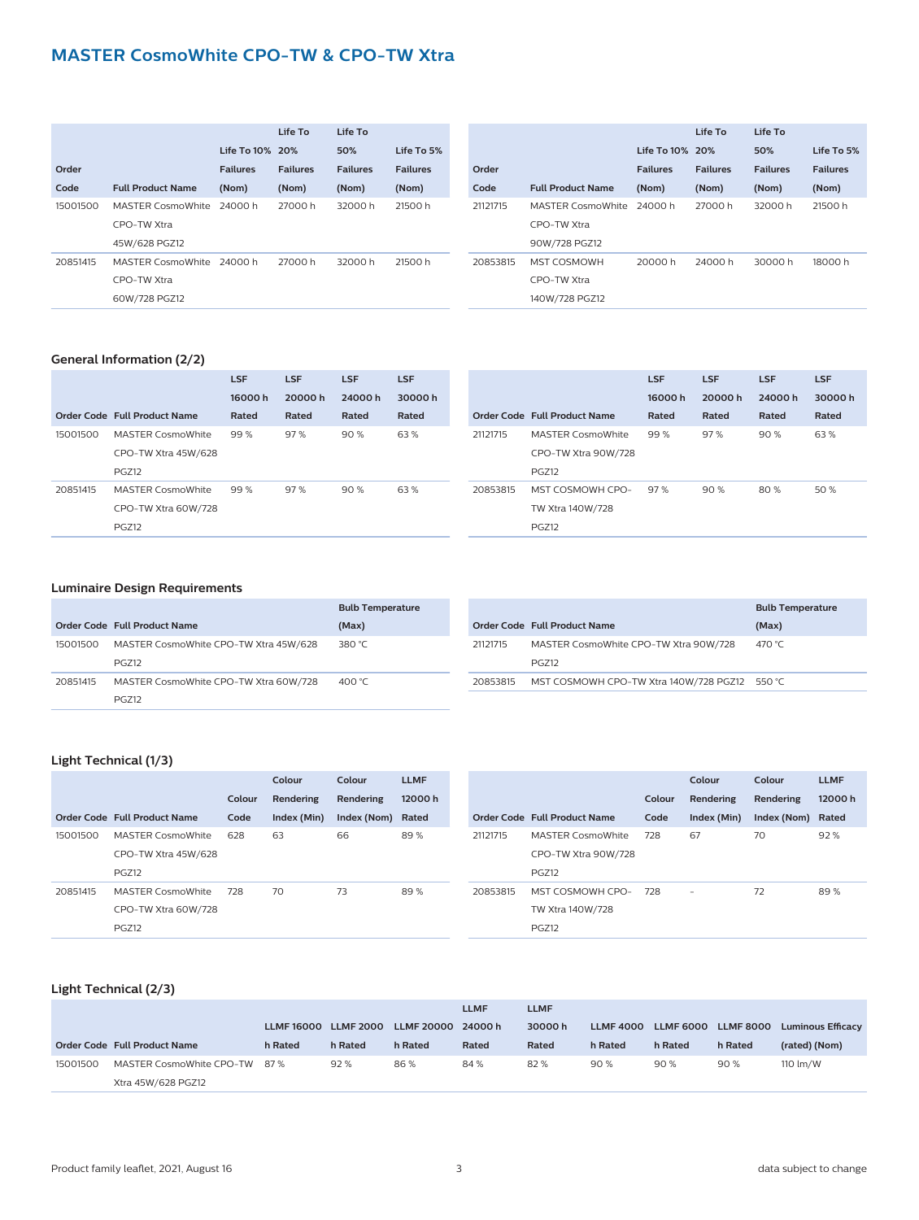## MASTER CosmoWhite CPO-TW & CPO-TW Xtra

| Order Code | Full Product Name | Life To 10% Failures (Nom) | Life To 20% Failures (Nom) | Life To 50% Failures (Nom) | Life To 5% Failures (Nom) |
|---|---|---|---|---|---|
| 15001500 | MASTER CosmoWhite CPO-TW Xtra 45W/628 PGZ12 | 24000 h | 27000 h | 32000 h | 21500 h |
| 20851415 | MASTER CosmoWhite CPO-TW Xtra 60W/728 PGZ12 | 24000 h | 27000 h | 32000 h | 21500 h |
| 21121715 | MASTER CosmoWhite CPO-TW Xtra 90W/728 PGZ12 | 24000 h | 27000 h | 32000 h | 21500 h |
| 20853815 | MST COSMOWH CPO-TW Xtra 140W/728 PGZ12 | 20000 h | 24000 h | 30000 h | 18000 h |

### General Information (2/2)

| Order Code | Full Product Name | LSF 16000 h Rated | LSF 20000 h Rated | LSF 24000 h Rated | LSF 30000 h Rated |
|---|---|---|---|---|---|
| 15001500 | MASTER CosmoWhite CPO-TW Xtra 45W/628 PGZ12 | 99 % | 97 % | 90 % | 63 % |
| 20851415 | MASTER CosmoWhite CPO-TW Xtra 60W/728 PGZ12 | 99 % | 97 % | 90 % | 63 % |
| 21121715 | MASTER CosmoWhite CPO-TW Xtra 90W/728 PGZ12 | 99 % | 97 % | 90 % | 63 % |
| 20853815 | MST COSMOWH CPO-TW Xtra 140W/728 PGZ12 | 97 % | 90 % | 80 % | 50 % |

### Luminaire Design Requirements

| Order Code | Full Product Name | Bulb Temperature (Max) |
|---|---|---|
| 15001500 | MASTER CosmoWhite CPO-TW Xtra 45W/628 PGZ12 | 380 °C |
| 20851415 | MASTER CosmoWhite CPO-TW Xtra 60W/728 PGZ12 | 400 °C |
| 21121715 | MASTER CosmoWhite CPO-TW Xtra 90W/728 PGZ12 | 470 °C |
| 20853815 | MST COSMOWH CPO-TW Xtra 140W/728 PGZ12 | 550 °C |

### Light Technical (1/3)

| Order Code | Full Product Name | Colour Code | Colour Rendering Index (Min) | Colour Rendering Index (Nom) | LLMF 12000 h Rated |
|---|---|---|---|---|---|
| 15001500 | MASTER CosmoWhite CPO-TW Xtra 45W/628 PGZ12 | 628 | 63 | 66 | 89 % |
| 20851415 | MASTER CosmoWhite CPO-TW Xtra 60W/728 PGZ12 | 728 | 70 | 73 | 89 % |
| 21121715 | MASTER CosmoWhite CPO-TW Xtra 90W/728 PGZ12 | 728 | 67 | 70 | 92 % |
| 20853815 | MST COSMOWH CPO-TW Xtra 140W/728 PGZ12 | 728 | - | 72 | 89 % |

### Light Technical (2/3)

| Order Code | Full Product Name | LLMF 16000 h Rated | LLMF 2000 h Rated | LLMF 20000 h Rated | LLMF 24000 h Rated | LLMF 30000 h Rated | LLMF 4000 h Rated | LLMF 6000 h Rated | LLMF 8000 h Rated | Luminous Efficacy (rated) (Nom) |
|---|---|---|---|---|---|---|---|---|---|---|
| 15001500 | MASTER CosmoWhite CPO-TW Xtra 45W/628 PGZ12 | 87 % | 92 % | 86 % | 84 % | 82 % | 90 % | 90 % | 90 % | 110 lm/W |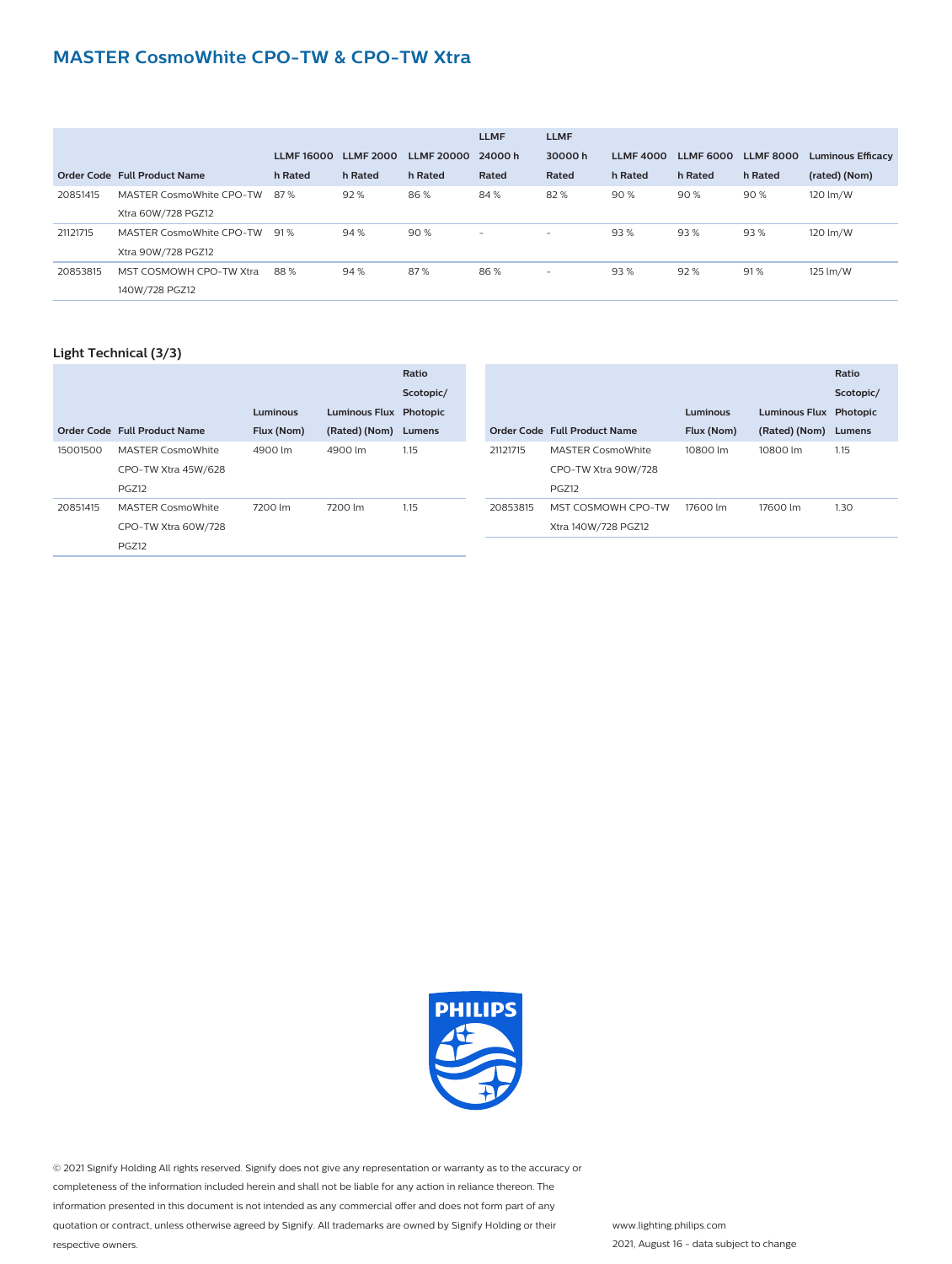## MASTER CosmoWhite CPO-TW & CPO-TW Xtra

| Order Code | Full Product Name | LLMF 16000 h Rated | LLMF 2000 h Rated | LLMF 20000 h Rated | LLMF 24000 h Rated | LLMF 30000 h Rated | LLMF 4000 h Rated | LLMF 6000 h Rated | LLMF 8000 h Rated | Luminous Efficacy (rated) (Nom) |
|---|---|---|---|---|---|---|---|---|---|---|
| 20851415 | MASTER CosmoWhite CPO-TW Xtra 60W/728 PGZ12 | 87 % | 92 % | 86 % | 84 % | 82 % | 90 % | 90 % | 90 % | 120 lm/W |
| 21121715 | MASTER CosmoWhite CPO-TW Xtra 90W/728 PGZ12 | 91 % | 94 % | 90 % | - | - | 93 % | 93 % | 93 % | 120 lm/W |
| 20853815 | MST COSMOWH CPO-TW Xtra 140W/728 PGZ12 | 88 % | 94 % | 87 % | 86 % | - | 93 % | 92 % | 91 % | 125 lm/W |

### Light Technical (3/3)

| Order Code | Full Product Name | Luminous Flux (Nom) | Luminous Flux (Rated) (Nom) | Ratio Scotopic/ Photopic Lumens |
|---|---|---|---|---|
| 15001500 | MASTER CosmoWhite CPO-TW Xtra 45W/628 PGZ12 | 4900 lm | 4900 lm | 1.15 |
| 20851415 | MASTER CosmoWhite CPO-TW Xtra 60W/728 PGZ12 | 7200 lm | 7200 lm | 1.15 |
| 21121715 | MASTER CosmoWhite CPO-TW Xtra 90W/728 PGZ12 | 10800 lm | 10800 lm | 1.15 |
| 20853815 | MST COSMOWH CPO-TW Xtra 140W/728 PGZ12 | 17600 lm | 17600 lm | 1.30 |

© 2021 Signify Holding All rights reserved. Signify does not give any representation or warranty as to the accuracy or completeness of the information included herein and shall not be liable for any action in reliance thereon. The information presented in this document is not intended as any commercial offer and does not form part of any quotation or contract, unless otherwise agreed by Signify. All trademarks are owned by Signify Holding or their respective owners.

www.lighting.philips.com

2021, August 16 - data subject to change